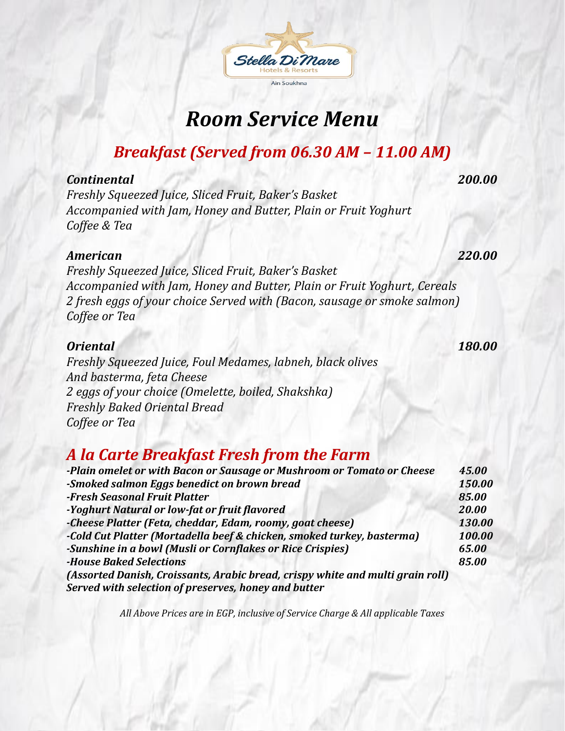Stella Di Mare
Hotels & Resorts
Ain Soukhna

# *Room Service Menu*

## *Breakfast (Served from 06.30 AM – 11.00 AM)*

***Continental*** ***200.00***

*Freshly Squeezed Juice, Sliced Fruit, Baker's Basket*
*Accompanied with Jam, Honey and Butter, Plain or Fruit Yoghurt*
*Coffee & Tea*

***American*** ***220.00***

*Freshly Squeezed Juice, Sliced Fruit, Baker's Basket*
*Accompanied with Jam, Honey and Butter, Plain or Fruit Yoghurt, Cereals*
*2 fresh eggs of your choice Served with (Bacon, sausage or smoke salmon)*
*Coffee or Tea*

***Oriental*** ***180.00***

*Freshly Squeezed Juice, Foul Medames, labneh, black olives*
*And basterma, feta Cheese*
*2 eggs of your choice (Omelette, boiled, Shakshka)*
*Freshly Baked Oriental Bread*
*Coffee or Tea*

## *A la Carte Breakfast Fresh from the Farm*

| Item | Price |
|---|---|
| ***-Plain omelet or with Bacon or Sausage or Mushroom or Tomato or Cheese*** | ***45.00*** |
| ***-Smoked salmon Eggs benedict on brown bread*** | ***150.00*** |
| ***-Fresh Seasonal Fruit Platter*** | ***85.00*** |
| ***-Yoghurt Natural or low-fat or fruit flavored*** | ***20.00*** |
| ***-Cheese Platter (Feta, cheddar, Edam, roomy, goat cheese)*** | ***130.00*** |
| ***-Cold Cut Platter (Mortadella beef & chicken, smoked turkey, basterma)*** | ***100.00*** |
| ***-Sunshine in a bowl (Musli or Cornflakes or Rice Crispies)*** | ***65.00*** |
| ***-House Baked Selections*** | ***85.00*** |

***(Assorted Danish, Croissants, Arabic bread, crispy white and multi grain roll)***
***Served with selection of preserves, honey and butter***

*All Above Prices are in EGP, inclusive of Service Charge & All applicable Taxes*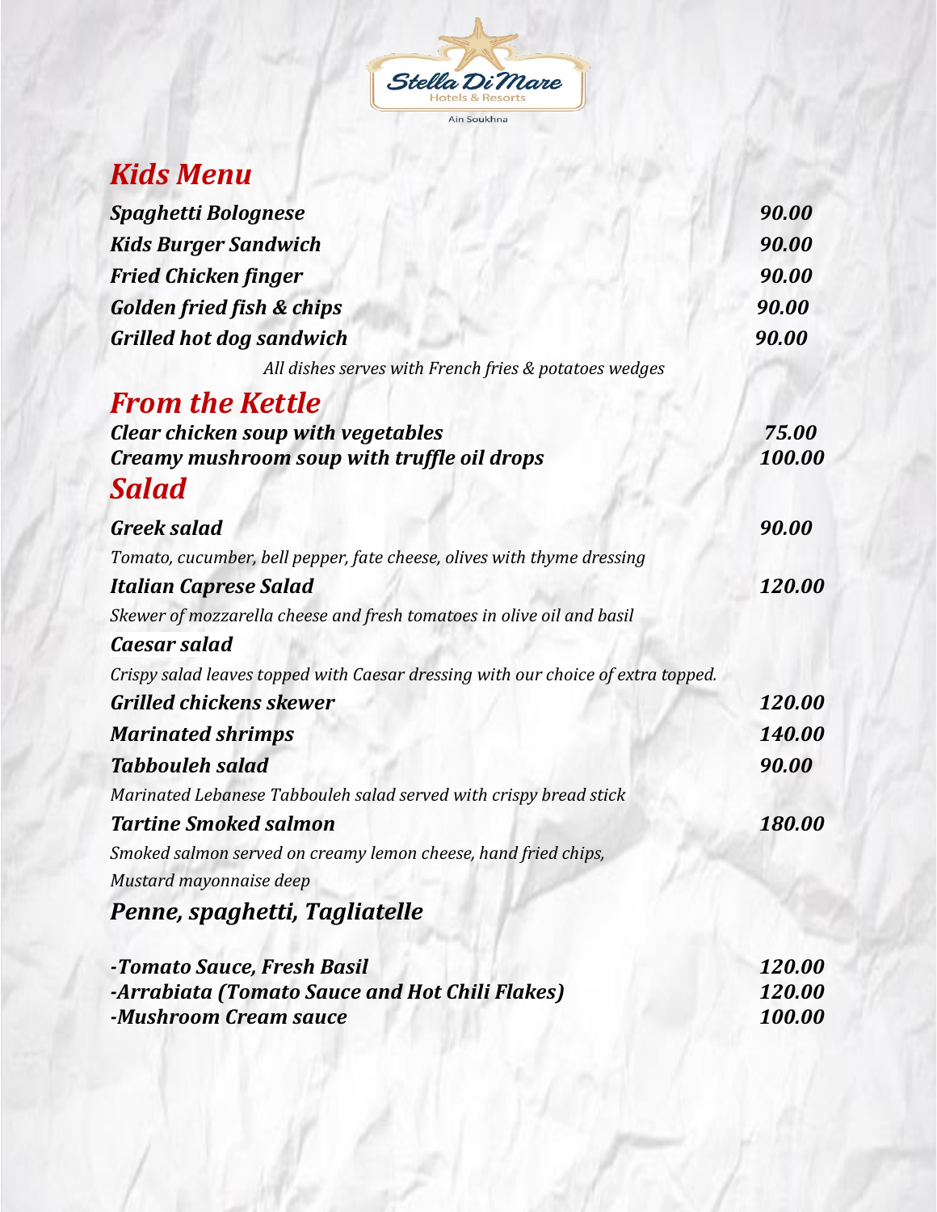Stella Di Mare
Hotels & Resorts
Ain Soukhna

## *Kids Menu*

| | |
|---|---|
| ***Spaghetti Bolognese*** | ***90.00*** |
| ***Kids Burger Sandwich*** | ***90.00*** |
| ***Fried Chicken finger*** | ***90.00*** |
| ***Golden fried fish & chips*** | ***90.00*** |
| ***Grilled hot dog sandwich*** | ***90.00*** |

*All dishes serves with French fries & potatoes wedges*

## *From the Kettle*

| | |
|---|---|
| ***Clear chicken soup with vegetables*** | ***75.00*** |
| ***Creamy mushroom soup with truffle oil drops*** | ***100.00*** |

## *Salad*

***Greek salad*** ***90.00***

*Tomato, cucumber, bell pepper, fate cheese, olives with thyme dressing*

***Italian Caprese Salad*** ***120.00***

*Skewer of mozzarella cheese and fresh tomatoes in olive oil and basil*

***Caesar salad***

*Crispy salad leaves topped with Caesar dressing with our choice of extra topped.*

| | |
|---|---|
| ***Grilled chickens skewer*** | ***120.00*** |
| ***Marinated shrimps*** | ***140.00*** |

***Tabbouleh salad*** ***90.00***

*Marinated Lebanese Tabbouleh salad served with crispy bread stick*

***Tartine Smoked salmon*** ***180.00***

*Smoked salmon served on creamy lemon cheese, hand fried chips,*
*Mustard mayonnaise deep*

## *Penne, spaghetti, Tagliatelle*

| | |
|---|---|
| ***-Tomato Sauce, Fresh Basil*** | ***120.00*** |
| ***-Arrabiata (Tomato Sauce and Hot Chili Flakes)*** | ***120.00*** |
| ***-Mushroom Cream sauce*** | ***100.00*** |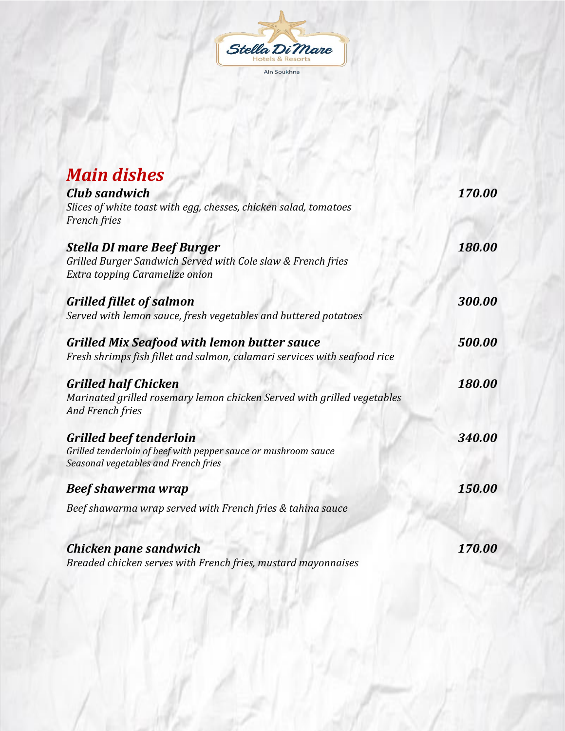Stella Di Mare Hotels & Resorts

Ain Soukhna

## *Main dishes*

***Club sandwich*** — ***170.00***

*Slices of white toast with egg, chesses, chicken salad, tomatoes*
*French fries*

***Stella DI mare Beef Burger*** — ***180.00***

*Grilled Burger Sandwich Served with Cole slaw & French fries*
*Extra topping Caramelize onion*

***Grilled fillet of salmon*** — ***300.00***

*Served with lemon sauce, fresh vegetables and buttered potatoes*

***Grilled Mix Seafood with lemon butter sauce*** — ***500.00***

*Fresh shrimps fish fillet and salmon, calamari services with seafood rice*

***Grilled half Chicken*** — ***180.00***

*Marinated grilled rosemary lemon chicken Served with grilled vegetables*
*And French fries*

***Grilled beef tenderloin*** — ***340.00***

*Grilled tenderloin of beef with pepper sauce or mushroom sauce*
*Seasonal vegetables and French fries*

***Beef shawerma wrap*** — ***150.00***

*Beef shawarma wrap served with French fries & tahina sauce*

***Chicken pane sandwich*** — ***170.00***

*Breaded chicken serves with French fries, mustard mayonnaises*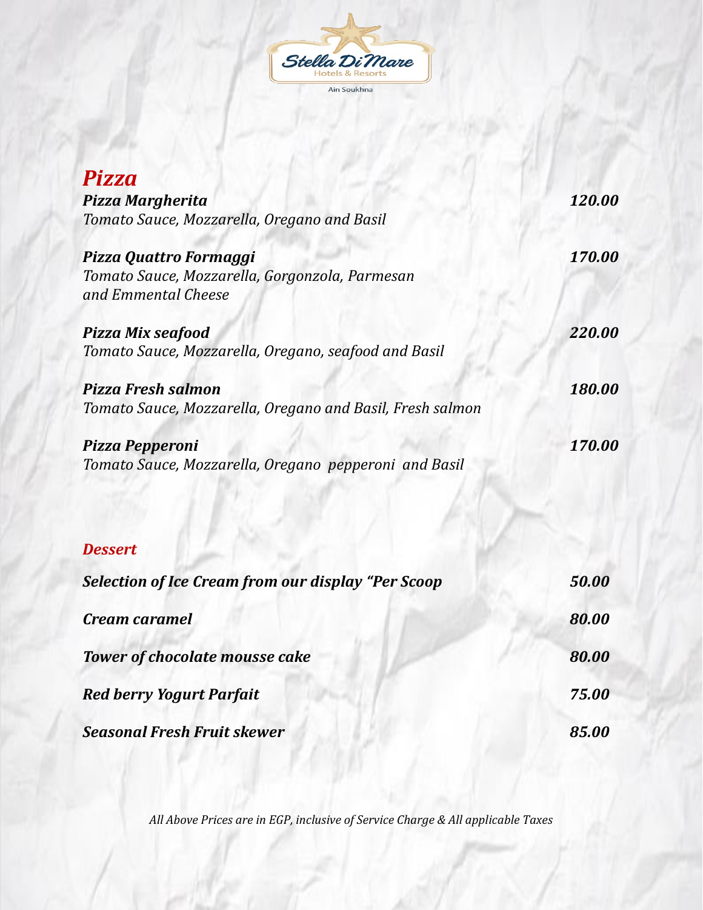Stella Di Mare
Hotels & Resorts
Ain Soukhna

## *Pizza*

***Pizza Margherita*** ***120.00***
*Tomato Sauce, Mozzarella, Oregano and Basil*

***Pizza Quattro Formaggi*** ***170.00***
*Tomato Sauce, Mozzarella, Gorgonzola, Parmesan and Emmental Cheese*

***Pizza Mix seafood*** ***220.00***
*Tomato Sauce, Mozzarella, Oregano, seafood and Basil*

***Pizza Fresh salmon*** ***180.00***
*Tomato Sauce, Mozzarella, Oregano and Basil, Fresh salmon*

***Pizza Pepperoni*** ***170.00***
*Tomato Sauce, Mozzarella, Oregano pepperoni and Basil*

### *Dessert*

***Selection of Ice Cream from our display "Per Scoop*** ***50.00***

***Cream caramel*** ***80.00***

***Tower of chocolate mousse cake*** ***80.00***

***Red berry Yogurt Parfait*** ***75.00***

***Seasonal Fresh Fruit skewer*** ***85.00***

*All Above Prices are in EGP, inclusive of Service Charge & All applicable Taxes*